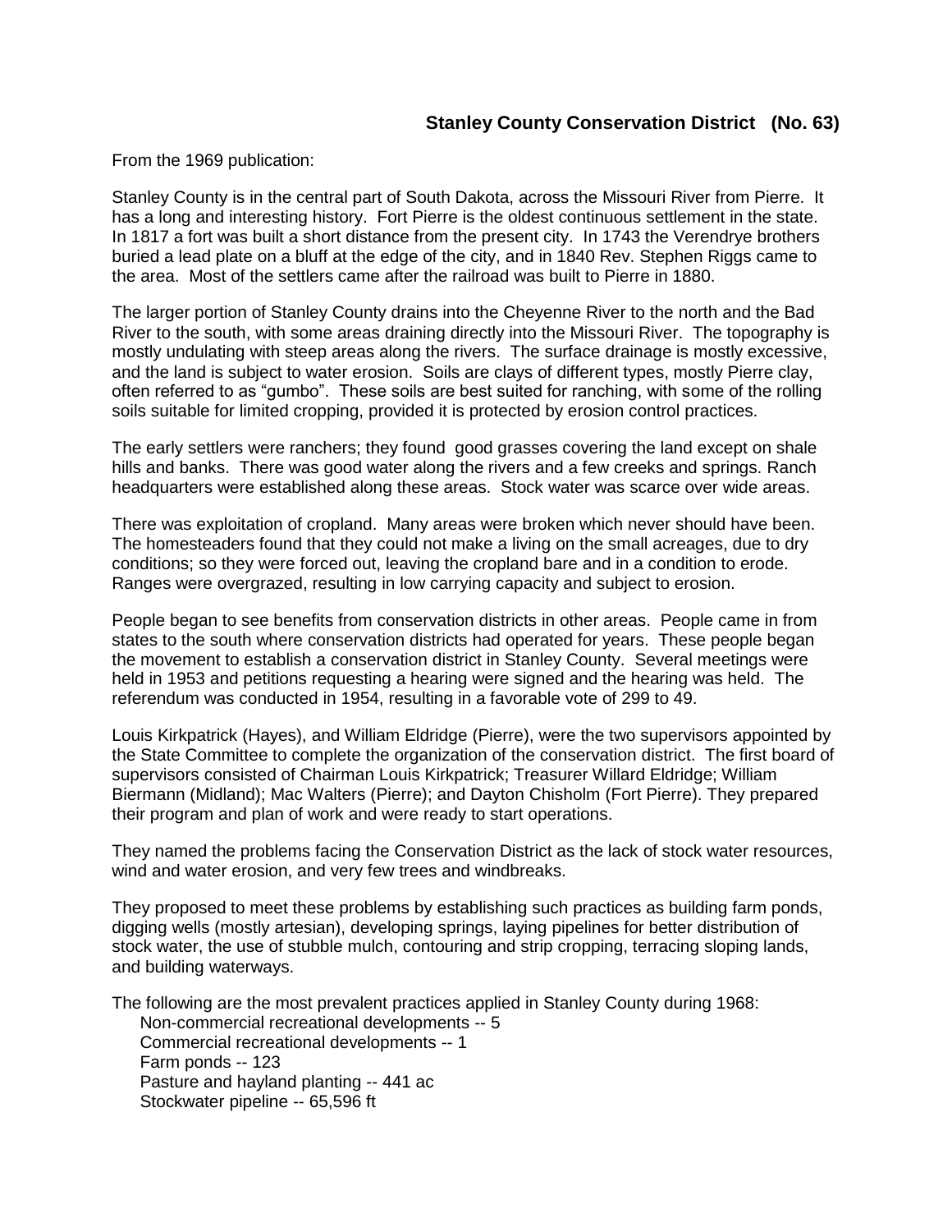## Stanley County Conservation District (No. 63)

From the 1969 publication:

Stanley County is in the central part of South Dakota, across the Missouri River from Pierre. It has a long and interesting history. Fort Pierre is the oldest continuous settlement in the state. In 1817 a fort was built a short distance from the present city. In 1743 the Verendrye brothers buried a lead plate on a bluff at the edge of the city, and in 1840 Rev. Stephen Riggs came to the area. Most of the settlers came after the railroad was built to Pierre in 1880.

The larger portion of Stanley County drains into the Cheyenne River to the north and the Bad River to the south, with some areas draining directly into the Missouri River. The topography is mostly undulating with steep areas along the rivers. The surface drainage is mostly excessive, and the land is subject to water erosion. Soils are clays of different types, mostly Pierre clay, often referred to as "gumbo". These soils are best suited for ranching, with some of the rolling soils suitable for limited cropping, provided it is protected by erosion control practices.

The early settlers were ranchers; they found good grasses covering the land except on shale hills and banks. There was good water along the rivers and a few creeks and springs. Ranch headquarters were established along these areas. Stock water was scarce over wide areas.

There was exploitation of cropland. Many areas were broken which never should have been. The homesteaders found that they could not make a living on the small acreages, due to dry conditions; so they were forced out, leaving the cropland bare and in a condition to erode. Ranges were overgrazed, resulting in low carrying capacity and subject to erosion.

People began to see benefits from conservation districts in other areas. People came in from states to the south where conservation districts had operated for years. These people began the movement to establish a conservation district in Stanley County. Several meetings were held in 1953 and petitions requesting a hearing were signed and the hearing was held. The referendum was conducted in 1954, resulting in a favorable vote of 299 to 49.

Louis Kirkpatrick (Hayes), and William Eldridge (Pierre), were the two supervisors appointed by the State Committee to complete the organization of the conservation district. The first board of supervisors consisted of Chairman Louis Kirkpatrick; Treasurer Willard Eldridge; William Biermann (Midland); Mac Walters (Pierre); and Dayton Chisholm (Fort Pierre). They prepared their program and plan of work and were ready to start operations.

They named the problems facing the Conservation District as the lack of stock water resources, wind and water erosion, and very few trees and windbreaks.

They proposed to meet these problems by establishing such practices as building farm ponds, digging wells (mostly artesian), developing springs, laying pipelines for better distribution of stock water, the use of stubble mulch, contouring and strip cropping, terracing sloping lands, and building waterways.

The following are the most prevalent practices applied in Stanley County during 1968:

- Non-commercial recreational developments -- 5
- Commercial recreational developments -- 1
- Farm ponds -- 123
- Pasture and hayland planting -- 441 ac
- Stockwater pipeline -- 65,596 ft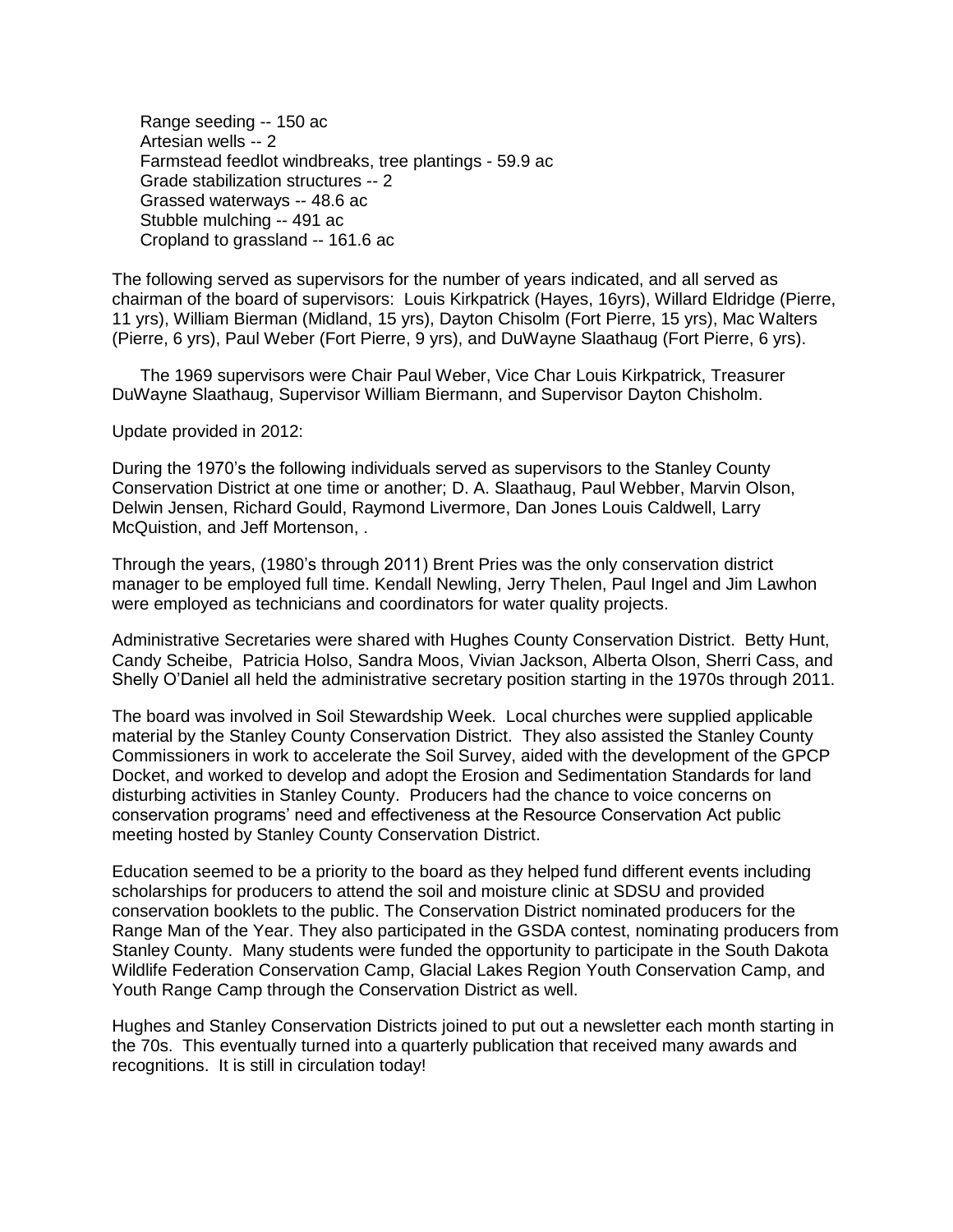- Range seeding -- 150 ac
- Artesian wells -- 2
- Farmstead feedlot windbreaks, tree plantings - 59.9 ac
- Grade stabilization structures -- 2
- Grassed waterways -- 48.6 ac
- Stubble mulching -- 491 ac
- Cropland to grassland -- 161.6 ac

The following served as supervisors for the number of years indicated, and all served as chairman of the board of supervisors: Louis Kirkpatrick (Hayes, 16yrs), Willard Eldridge (Pierre, 11 yrs), William Bierman (Midland, 15 yrs), Dayton Chisolm (Fort Pierre, 15 yrs), Mac Walters (Pierre, 6 yrs), Paul Weber (Fort Pierre, 9 yrs), and DuWayne Slaathaug (Fort Pierre, 6 yrs).

The 1969 supervisors were Chair Paul Weber, Vice Char Louis Kirkpatrick, Treasurer DuWayne Slaathaug, Supervisor William Biermann, and Supervisor Dayton Chisholm.

Update provided in 2012:

During the 1970's the following individuals served as supervisors to the Stanley County Conservation District at one time or another; D. A. Slaathaug, Paul Webber, Marvin Olson, Delwin Jensen, Richard Gould, Raymond Livermore, Dan Jones Louis Caldwell, Larry McQuistion, and Jeff Mortenson, .

Through the years, (1980's through 2011) Brent Pries was the only conservation district manager to be employed full time. Kendall Newling, Jerry Thelen, Paul Ingel and Jim Lawhon were employed as technicians and coordinators for water quality projects.

Administrative Secretaries were shared with Hughes County Conservation District. Betty Hunt, Candy Scheibe, Patricia Holso, Sandra Moos, Vivian Jackson, Alberta Olson, Sherri Cass, and Shelly O'Daniel all held the administrative secretary position starting in the 1970s through 2011.

The board was involved in Soil Stewardship Week. Local churches were supplied applicable material by the Stanley County Conservation District. They also assisted the Stanley County Commissioners in work to accelerate the Soil Survey, aided with the development of the GPCP Docket, and worked to develop and adopt the Erosion and Sedimentation Standards for land disturbing activities in Stanley County. Producers had the chance to voice concerns on conservation programs' need and effectiveness at the Resource Conservation Act public meeting hosted by Stanley County Conservation District.

Education seemed to be a priority to the board as they helped fund different events including scholarships for producers to attend the soil and moisture clinic at SDSU and provided conservation booklets to the public. The Conservation District nominated producers for the Range Man of the Year. They also participated in the GSDA contest, nominating producers from Stanley County. Many students were funded the opportunity to participate in the South Dakota Wildlife Federation Conservation Camp, Glacial Lakes Region Youth Conservation Camp, and Youth Range Camp through the Conservation District as well.

Hughes and Stanley Conservation Districts joined to put out a newsletter each month starting in the 70s. This eventually turned into a quarterly publication that received many awards and recognitions. It is still in circulation today!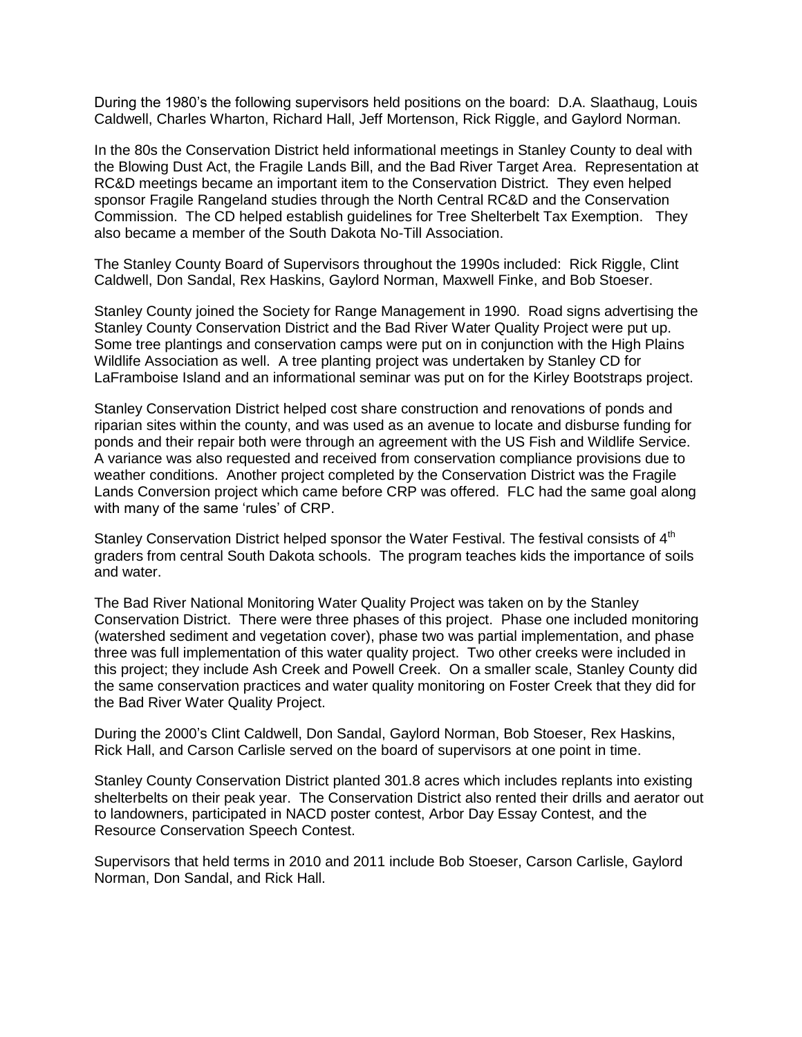During the 1980's the following supervisors held positions on the board: D.A. Slaathaug, Louis Caldwell, Charles Wharton, Richard Hall, Jeff Mortenson, Rick Riggle, and Gaylord Norman.

In the 80s the Conservation District held informational meetings in Stanley County to deal with the Blowing Dust Act, the Fragile Lands Bill, and the Bad River Target Area. Representation at RC&D meetings became an important item to the Conservation District. They even helped sponsor Fragile Rangeland studies through the North Central RC&D and the Conservation Commission. The CD helped establish guidelines for Tree Shelterbelt Tax Exemption. They also became a member of the South Dakota No-Till Association.

The Stanley County Board of Supervisors throughout the 1990s included: Rick Riggle, Clint Caldwell, Don Sandal, Rex Haskins, Gaylord Norman, Maxwell Finke, and Bob Stoeser.

Stanley County joined the Society for Range Management in 1990. Road signs advertising the Stanley County Conservation District and the Bad River Water Quality Project were put up. Some tree plantings and conservation camps were put on in conjunction with the High Plains Wildlife Association as well. A tree planting project was undertaken by Stanley CD for LaFramboise Island and an informational seminar was put on for the Kirley Bootstraps project.

Stanley Conservation District helped cost share construction and renovations of ponds and riparian sites within the county, and was used as an avenue to locate and disburse funding for ponds and their repair both were through an agreement with the US Fish and Wildlife Service. A variance was also requested and received from conservation compliance provisions due to weather conditions. Another project completed by the Conservation District was the Fragile Lands Conversion project which came before CRP was offered. FLC had the same goal along with many of the same 'rules' of CRP.

Stanley Conservation District helped sponsor the Water Festival. The festival consists of 4th graders from central South Dakota schools. The program teaches kids the importance of soils and water.

The Bad River National Monitoring Water Quality Project was taken on by the Stanley Conservation District. There were three phases of this project. Phase one included monitoring (watershed sediment and vegetation cover), phase two was partial implementation, and phase three was full implementation of this water quality project. Two other creeks were included in this project; they include Ash Creek and Powell Creek. On a smaller scale, Stanley County did the same conservation practices and water quality monitoring on Foster Creek that they did for the Bad River Water Quality Project.

During the 2000's Clint Caldwell, Don Sandal, Gaylord Norman, Bob Stoeser, Rex Haskins, Rick Hall, and Carson Carlisle served on the board of supervisors at one point in time.

Stanley County Conservation District planted 301.8 acres which includes replants into existing shelterbelts on their peak year. The Conservation District also rented their drills and aerator out to landowners, participated in NACD poster contest, Arbor Day Essay Contest, and the Resource Conservation Speech Contest.

Supervisors that held terms in 2010 and 2011 include Bob Stoeser, Carson Carlisle, Gaylord Norman, Don Sandal, and Rick Hall.